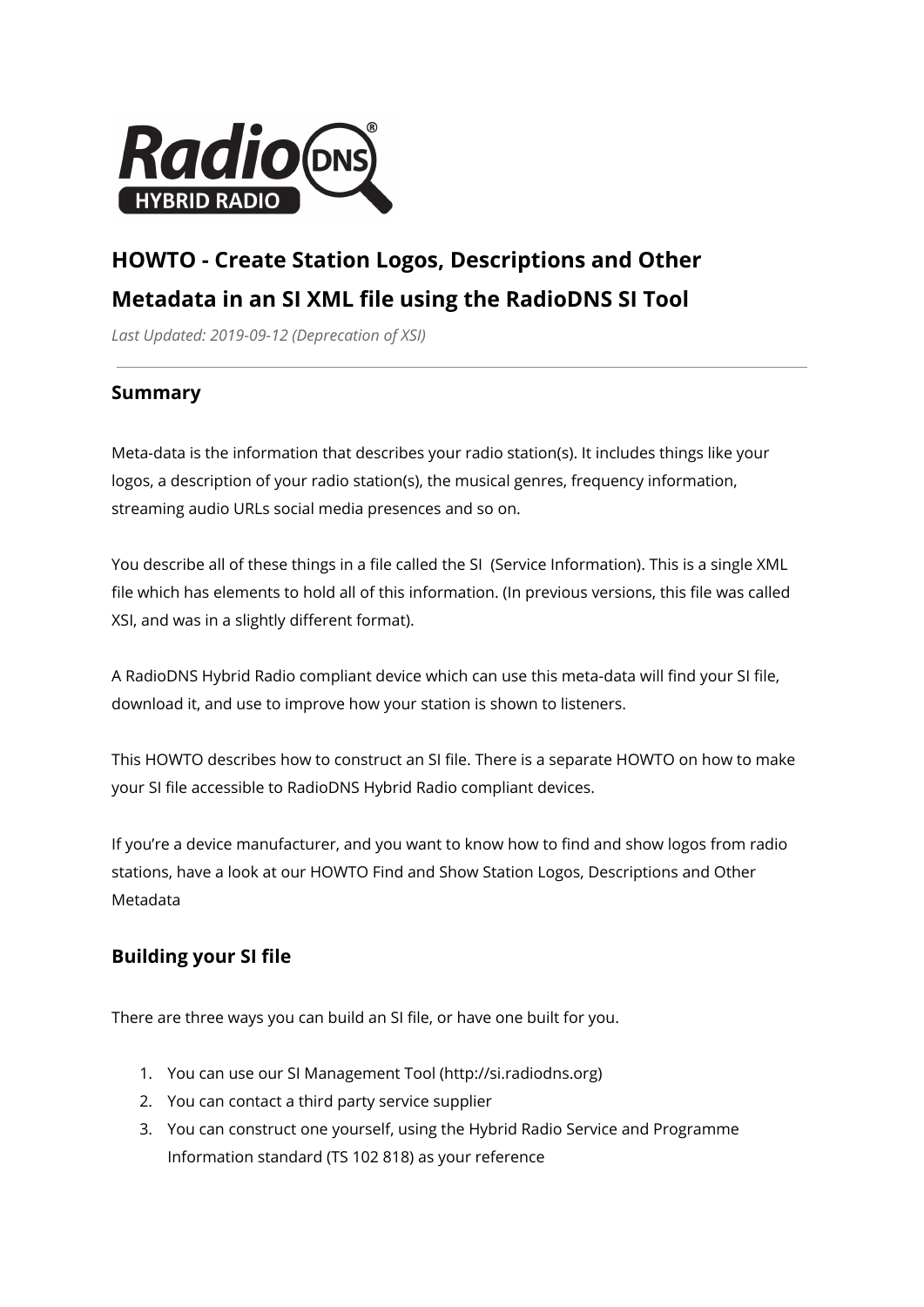# HOWTO - Create Station Logos, Descriptions and Other Metadata in an SI XML file using the RadioDNS SI Tool

*Last Updated: 2019-09-12 (Deprecation of XSI)*

---

## Summary

Meta-data is the information that describes your radio station(s). It includes things like your logos, a description of your radio station(s), the musical genres, frequency information, streaming audio URLs social media presences and so on.

You describe all of these things in a file called the SI (Service Information). This is a single XML file which has elements to hold all of this information. (In previous versions, this file was called XSI, and was in a slightly different format).

A RadioDNS Hybrid Radio compliant device which can use this meta-data will find your SI file, download it, and use to improve how your station is shown to listeners.

This HOWTO describes how to construct an SI file. There is a separate HOWTO on how to make your SI file accessible to RadioDNS Hybrid Radio compliant devices.

If you're a device manufacturer, and you want to know how to find and show logos from radio stations, have a look at our HOWTO Find and Show Station Logos, Descriptions and Other Metadata

## Building your SI file

There are three ways you can build an SI file, or have one built for you.

1. You can use our SI Management Tool (http://si.radiodns.org)
2. You can contact a third party service supplier
3. You can construct one yourself, using the Hybrid Radio Service and Programme Information standard (TS 102 818) as your reference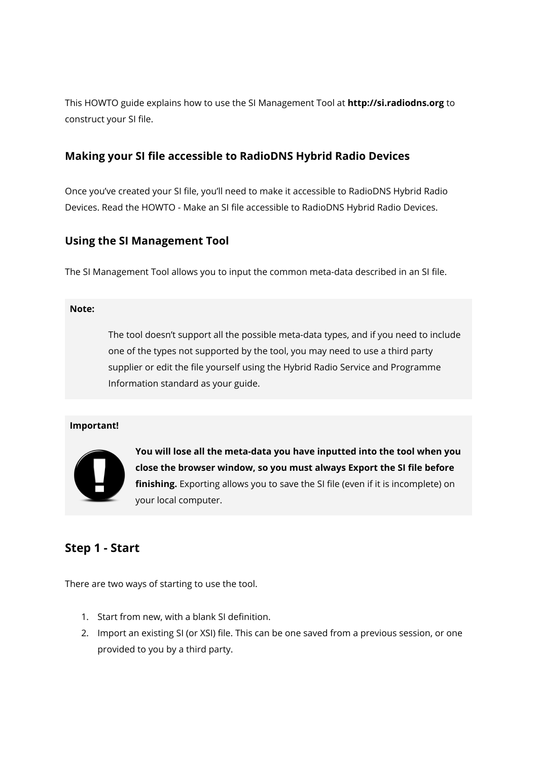This HOWTO guide explains how to use the SI Management Tool at **http://si.radiodns.org** to construct your SI file.

### Making your SI file accessible to RadioDNS Hybrid Radio Devices

Once you've created your SI file, you'll need to make it accessible to RadioDNS Hybrid Radio Devices. Read the HOWTO - Make an SI file accessible to RadioDNS Hybrid Radio Devices.

### Using the SI Management Tool

The SI Management Tool allows you to input the common meta-data described in an SI file.

**Note:**

> The tool doesn't support all the possible meta-data types, and if you need to include one of the types not supported by the tool, you may need to use a third party supplier or edit the file yourself using the Hybrid Radio Service and Programme Information standard as your guide.

**Important!**

> **You will lose all the meta-data you have inputted into the tool when you close the browser window, so you must always Export the SI file before finishing.** Exporting allows you to save the SI file (even if it is incomplete) on your local computer.

## Step 1 - Start

There are two ways of starting to use the tool.

1. Start from new, with a blank SI definition.
2. Import an existing SI (or XSI) file. This can be one saved from a previous session, or one provided to you by a third party.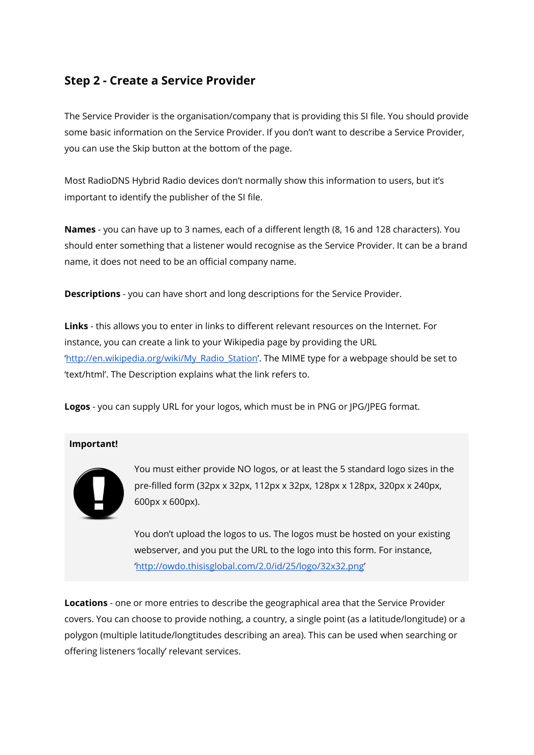## Step 2 - Create a Service Provider

The Service Provider is the organisation/company that is providing this SI file. You should provide some basic information on the Service Provider. If you don't want to describe a Service Provider, you can use the Skip button at the bottom of the page.

Most RadioDNS Hybrid Radio devices don't normally show this information to users, but it's important to identify the publisher of the SI file.

**Names** - you can have up to 3 names, each of a different length (8, 16 and 128 characters). You should enter something that a listener would recognise as the Service Provider. It can be a brand name, it does not need to be an official company name.

**Descriptions** - you can have short and long descriptions for the Service Provider.

**Links** - this allows you to enter in links to different relevant resources on the Internet. For instance, you can create a link to your Wikipedia page by providing the URL '[http://en.wikipedia.org/wiki/My_Radio_Station](http://en.wikipedia.org/wiki/My_Radio_Station)'. The MIME type for a webpage should be set to 'text/html'. The Description explains what the link refers to.

**Logos** - you can supply URL for your logos, which must be in PNG or JPG/JPEG format.

**Important!**

You must either provide NO logos, or at least the 5 standard logo sizes in the pre-filled form (32px x 32px, 112px x 32px, 128px x 128px, 320px x 240px, 600px x 600px).

You don't upload the logos to us. The logos must be hosted on your existing webserver, and you put the URL to the logo into this form. For instance, '[http://owdo.thisisglobal.com/2.0/id/25/logo/32x32.png](http://owdo.thisisglobal.com/2.0/id/25/logo/32x32.png)'

**Locations** - one or more entries to describe the geographical area that the Service Provider covers. You can choose to provide nothing, a country, a single point (as a latitude/longitude) or a polygon (multiple latitude/longtitudes describing an area). This can be used when searching or offering listeners 'locally' relevant services.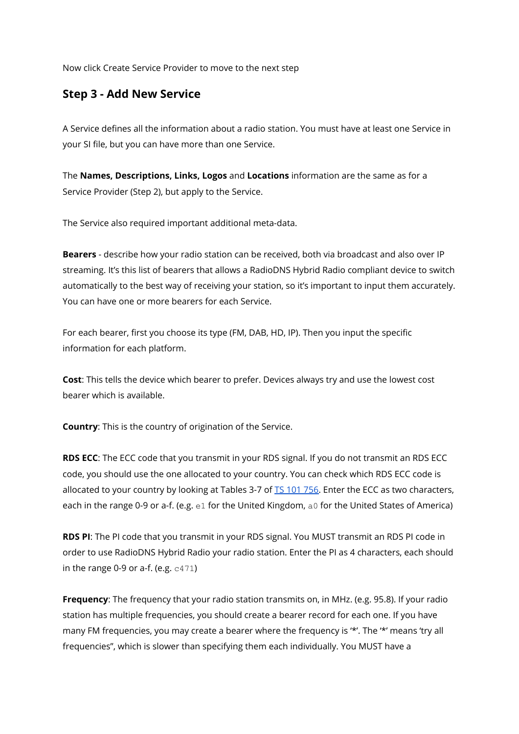Now click Create Service Provider to move to the next step

## Step 3 - Add New Service

A Service defines all the information about a radio station. You must have at least one Service in your SI file, but you can have more than one Service.

The **Names, Descriptions, Links, Logos** and **Locations** information are the same as for a Service Provider (Step 2), but apply to the Service.

The Service also required important additional meta-data.

**Bearers** - describe how your radio station can be received, both via broadcast and also over IP streaming. It's this list of bearers that allows a RadioDNS Hybrid Radio compliant device to switch automatically to the best way of receiving your station, so it's important to input them accurately. You can have one or more bearers for each Service.

For each bearer, first you choose its type (FM, DAB, HD, IP). Then you input the specific information for each platform.

**Cost**: This tells the device which bearer to prefer. Devices always try and use the lowest cost bearer which is available.

**Country**: This is the country of origination of the Service.

**RDS ECC**: The ECC code that you transmit in your RDS signal. If you do not transmit an RDS ECC code, you should use the one allocated to your country. You can check which RDS ECC code is allocated to your country by looking at Tables 3-7 of [TS 101 756](). Enter the ECC as two characters, each in the range 0-9 or a-f. (e.g. `e1` for the United Kingdom, `a0` for the United States of America)

**RDS PI**: The PI code that you transmit in your RDS signal. You MUST transmit an RDS PI code in order to use RadioDNS Hybrid Radio your radio station. Enter the PI as 4 characters, each should in the range 0-9 or a-f. (e.g. `c471`)

**Frequency**: The frequency that your radio station transmits on, in MHz. (e.g. 95.8). If your radio station has multiple frequencies, you should create a bearer record for each one. If you have many FM frequencies, you may create a bearer where the frequency is '*'. The '*' means 'try all frequencies", which is slower than specifying them each individually. You MUST have a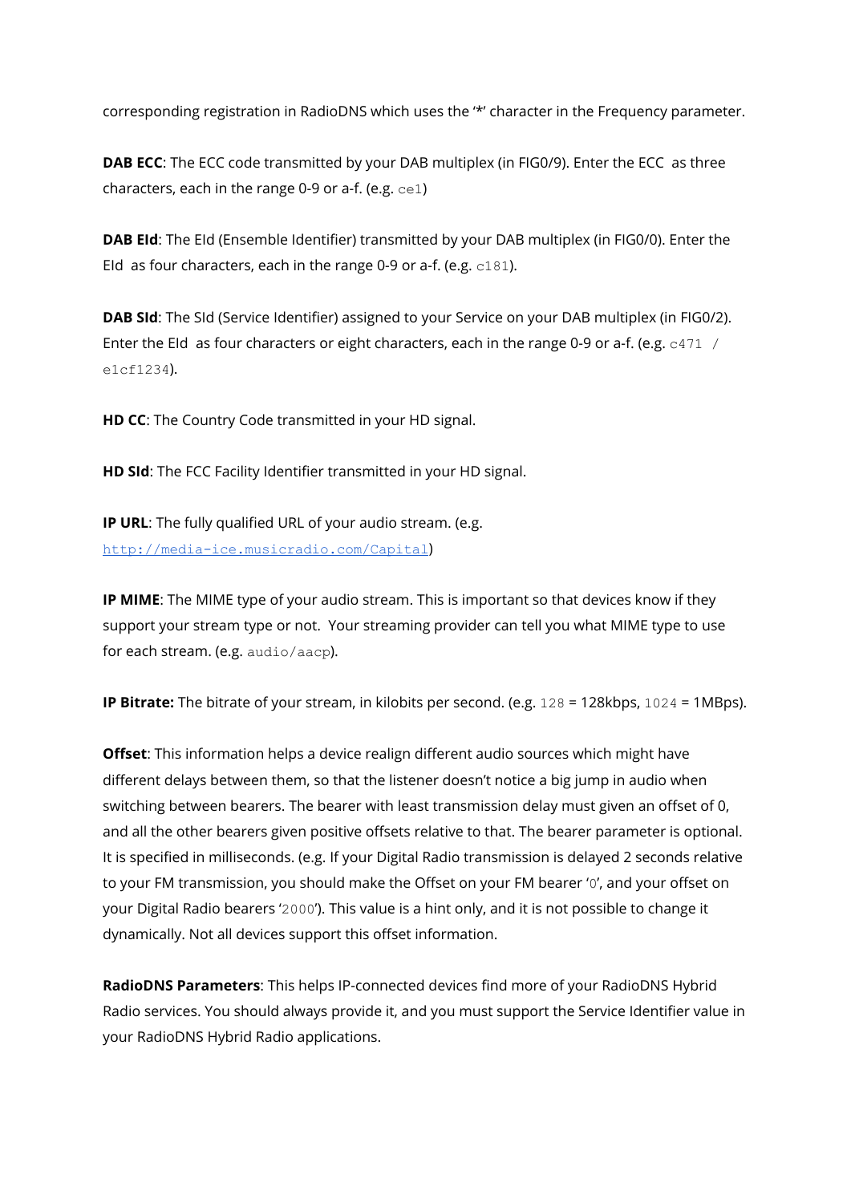corresponding registration in RadioDNS which uses the '*' character in the Frequency parameter.

**DAB ECC**: The ECC code transmitted by your DAB multiplex (in FIG0/9). Enter the ECC  as three characters, each in the range 0-9 or a-f. (e.g. `ce1`)

**DAB EId**: The EId (Ensemble Identifier) transmitted by your DAB multiplex (in FIG0/0). Enter the EId  as four characters, each in the range 0-9 or a-f. (e.g. `c181`).

**DAB SId**: The SId (Service Identifier) assigned to your Service on your DAB multiplex (in FIG0/2). Enter the EId  as four characters or eight characters, each in the range 0-9 or a-f. (e.g. `c471 / e1cf1234`).

**HD CC**: The Country Code transmitted in your HD signal.

**HD SId**: The FCC Facility Identifier transmitted in your HD signal.

**IP URL**: The fully qualified URL of your audio stream. (e.g. http://media-ice.musicradio.com/Capital)

**IP MIME**: The MIME type of your audio stream. This is important so that devices know if they support your stream type or not.  Your streaming provider can tell you what MIME type to use for each stream. (e.g. `audio/aacp`).

**IP Bitrate:** The bitrate of your stream, in kilobits per second. (e.g. `128` = 128kbps, `1024` = 1MBps).

**Offset**: This information helps a device realign different audio sources which might have different delays between them, so that the listener doesn't notice a big jump in audio when switching between bearers. The bearer with least transmission delay must given an offset of 0, and all the other bearers given positive offsets relative to that. The bearer parameter is optional. It is specified in milliseconds. (e.g. If your Digital Radio transmission is delayed 2 seconds relative to your FM transmission, you should make the Offset on your FM bearer '`0`', and your offset on your Digital Radio bearers '`2000`'). This value is a hint only, and it is not possible to change it dynamically. Not all devices support this offset information.

**RadioDNS Parameters**: This helps IP-connected devices find more of your RadioDNS Hybrid Radio services. You should always provide it, and you must support the Service Identifier value in your RadioDNS Hybrid Radio applications.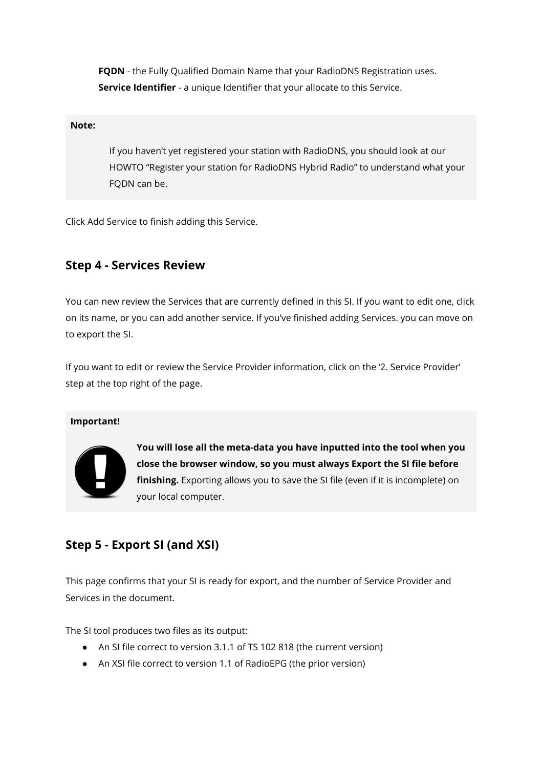**FQDN** - the Fully Qualified Domain Name that your RadioDNS Registration uses.
**Service Identifier** - a unique Identifier that your allocate to this Service.

**Note:**

If you haven't yet registered your station with RadioDNS, you should look at our HOWTO "Register your station for RadioDNS Hybrid Radio" to understand what your FQDN can be.

Click Add Service to finish adding this Service.

## Step 4 - Services Review

You can new review the Services that are currently defined in this SI. If you want to edit one, click on its name, or you can add another service. If you've finished adding Services. you can move on to export the SI.

If you want to edit or review the Service Provider information, click on the '2. Service Provider' step at the top right of the page.

**Important!**

**You will lose all the meta-data you have inputted into the tool when you close the browser window, so you must always Export the SI file before finishing.** Exporting allows you to save the SI file (even if it is incomplete) on your local computer.

## Step 5 - Export SI (and XSI)

This page confirms that your SI is ready for export, and the number of Service Provider and Services in the document.

The SI tool produces two files as its output:

- An SI file correct to version 3.1.1 of TS 102 818 (the current version)
- An XSI file correct to version 1.1 of RadioEPG (the prior version)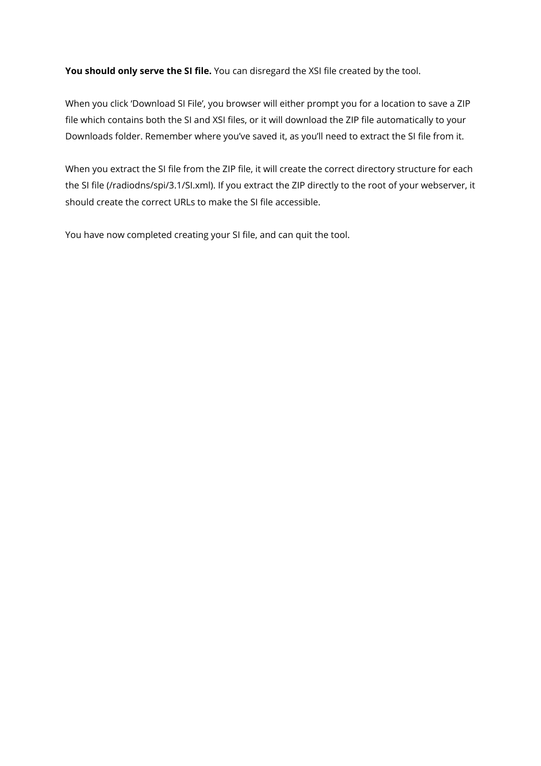**You should only serve the SI file.** You can disregard the XSI file created by the tool.

When you click 'Download SI File', you browser will either prompt you for a location to save a ZIP file which contains both the SI and XSI files, or it will download the ZIP file automatically to your Downloads folder. Remember where you've saved it, as you'll need to extract the SI file from it.

When you extract the SI file from the ZIP file, it will create the correct directory structure for each the SI file (/radiodns/spi/3.1/SI.xml). If you extract the ZIP directly to the root of your webserver, it should create the correct URLs to make the SI file accessible.

You have now completed creating your SI file, and can quit the tool.